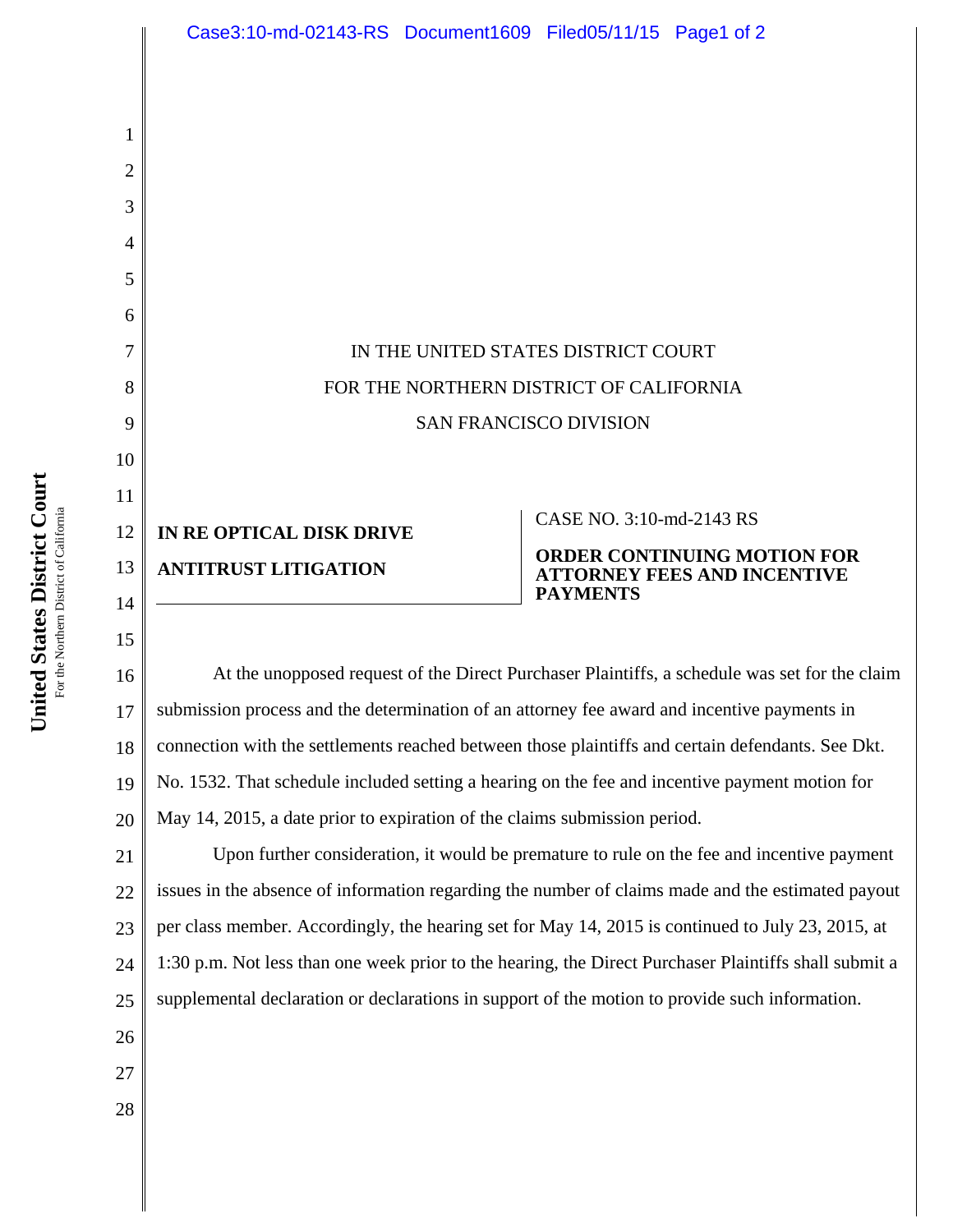IN THE UNITED STATES DISTRICT COURT

FOR THE NORTHERN DISTRICT OF CALIFORNIA

SAN FRANCISCO DIVISION

**IN RE OPTICAL DISK DRIVE ANTITRUST LITIGATION**

CASE NO. 3:10-md-2143 RS

**ORDER CONTINUING MOTION FOR ATTORNEY FEES AND INCENTIVE PAYMENTS**

At the unopposed request of the Direct Purchaser Plaintiffs, a schedule was set for the claim submission process and the determination of an attorney fee award and incentive payments in connection with the settlements reached between those plaintiffs and certain defendants. See Dkt. No. 1532. That schedule included setting a hearing on the fee and incentive payment motion for May 14, 2015, a date prior to expiration of the claims submission period.

Upon further consideration, it would be premature to rule on the fee and incentive payment issues in the absence of information regarding the number of claims made and the estimated payout per class member. Accordingly, the hearing set for May 14, 2015 is continued to July 23, 2015, at 1:30 p.m. Not less than one week prior to the hearing, the Direct Purchaser Plaintiffs shall submit a supplemental declaration or declarations in support of the motion to provide such information.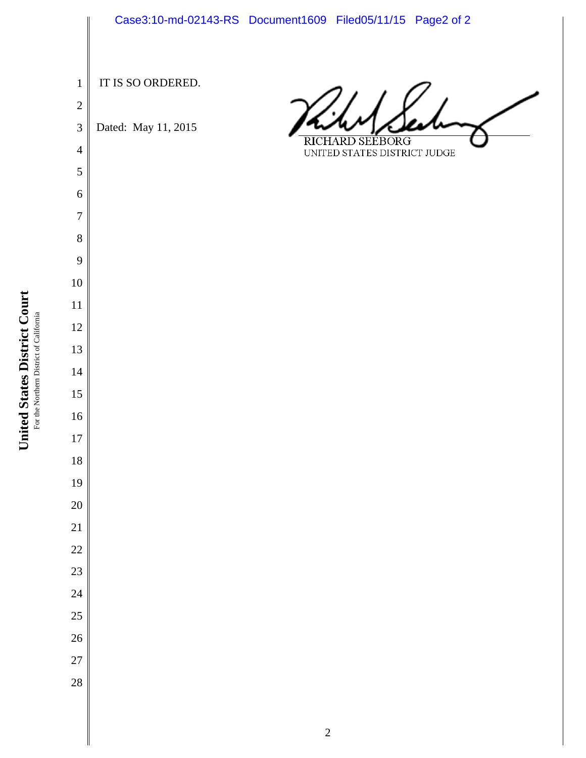IT IS SO ORDERED.

Dated: May 11, 2015

RICHARD SEEBORG
UNITED STATES DISTRICT JUDGE